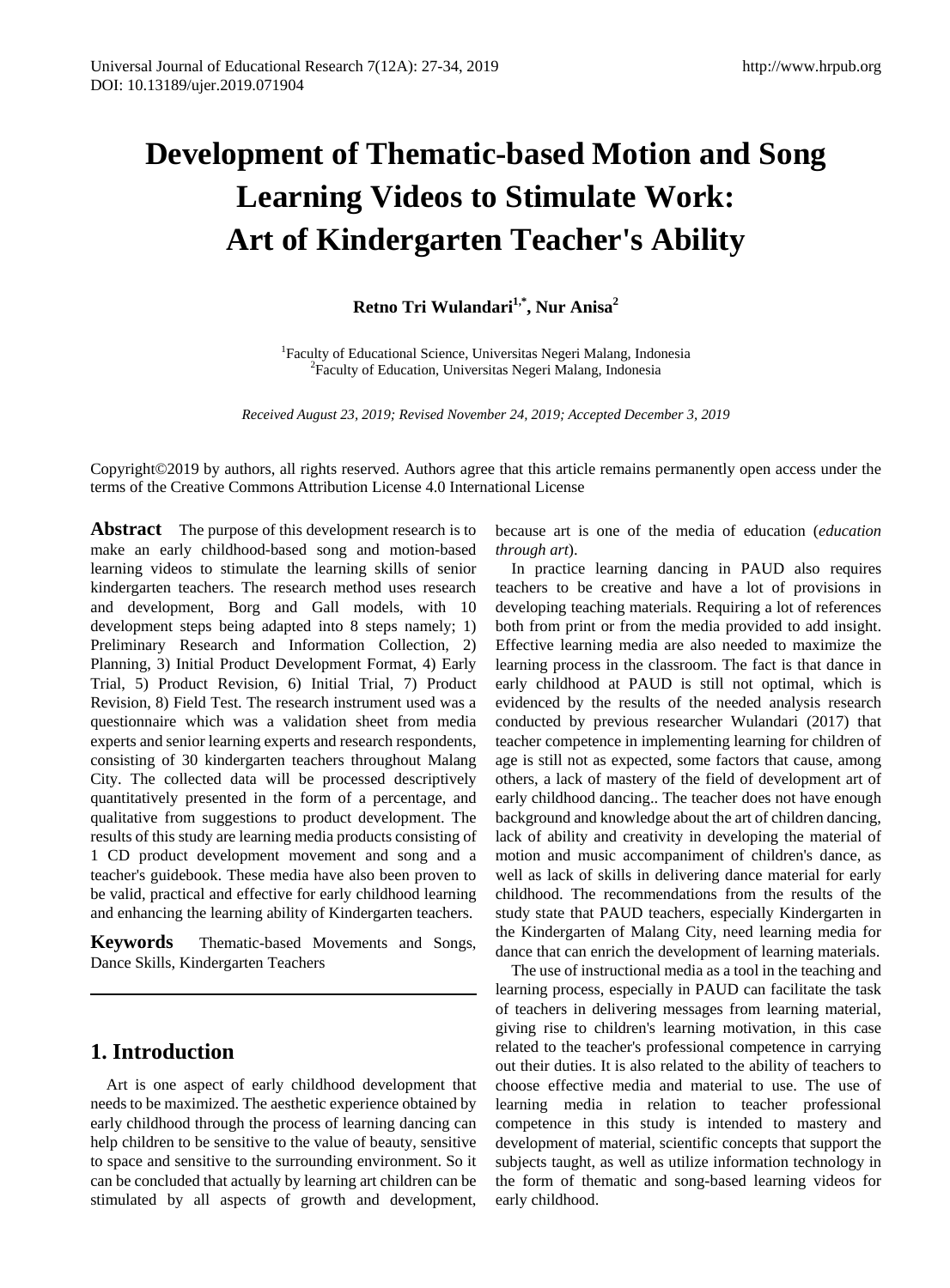# Development of Thematic-based Motion and Song Learning Videos to Stimulate Work: Art of Kindergarten Teacher's Ability

**Retno Tri Wulandari[1,*], Nur Anisa[2]**

[1]Faculty of Educational Science, Universitas Negeri Malang, Indonesia
[2]Faculty of Education, Universitas Negeri Malang, Indonesia

*Received August 23, 2019; Revised November 24, 2019; Accepted December 3, 2019*

Copyright©2019 by authors, all rights reserved. Authors agree that this article remains permanently open access under the terms of the Creative Commons Attribution License 4.0 International License

**Abstract** The purpose of this development research is to make an early childhood-based song and motion-based learning videos to stimulate the learning skills of senior kindergarten teachers. The research method uses research and development, Borg and Gall models, with 10 development steps being adapted into 8 steps namely; 1) Preliminary Research and Information Collection, 2) Planning, 3) Initial Product Development Format, 4) Early Trial, 5) Product Revision, 6) Initial Trial, 7) Product Revision, 8) Field Test. The research instrument used was a questionnaire which was a validation sheet from media experts and senior learning experts and research respondents, consisting of 30 kindergarten teachers throughout Malang City. The collected data will be processed descriptively quantitatively presented in the form of a percentage, and qualitative from suggestions to product development. The results of this study are learning media products consisting of 1 CD product development movement and song and a teacher's guidebook. These media have also been proven to be valid, practical and effective for early childhood learning and enhancing the learning ability of Kindergarten teachers.

**Keywords** Thematic-based Movements and Songs, Dance Skills, Kindergarten Teachers

## 1. Introduction

Art is one aspect of early childhood development that needs to be maximized. The aesthetic experience obtained by early childhood through the process of learning dancing can help children to be sensitive to the value of beauty, sensitive to space and sensitive to the surrounding environment. So it can be concluded that actually by learning art children can be stimulated by all aspects of growth and development, because art is one of the media of education (*education through art*).

In practice learning dancing in PAUD also requires teachers to be creative and have a lot of provisions in developing teaching materials. Requiring a lot of references both from print or from the media provided to add insight. Effective learning media are also needed to maximize the learning process in the classroom. The fact is that dance in early childhood at PAUD is still not optimal, which is evidenced by the results of the needed analysis research conducted by previous researcher Wulandari (2017) that teacher competence in implementing learning for children of age is still not as expected, some factors that cause, among others, a lack of mastery of the field of development art of early childhood dancing.. The teacher does not have enough background and knowledge about the art of children dancing, lack of ability and creativity in developing the material of motion and music accompaniment of children's dance, as well as lack of skills in delivering dance material for early childhood. The recommendations from the results of the study state that PAUD teachers, especially Kindergarten in the Kindergarten of Malang City, need learning media for dance that can enrich the development of learning materials.

The use of instructional media as a tool in the teaching and learning process, especially in PAUD can facilitate the task of teachers in delivering messages from learning material, giving rise to children's learning motivation, in this case related to the teacher's professional competence in carrying out their duties. It is also related to the ability of teachers to choose effective media and material to use. The use of learning media in relation to teacher professional competence in this study is intended to mastery and development of material, scientific concepts that support the subjects taught, as well as utilize information technology in the form of thematic and song-based learning videos for early childhood.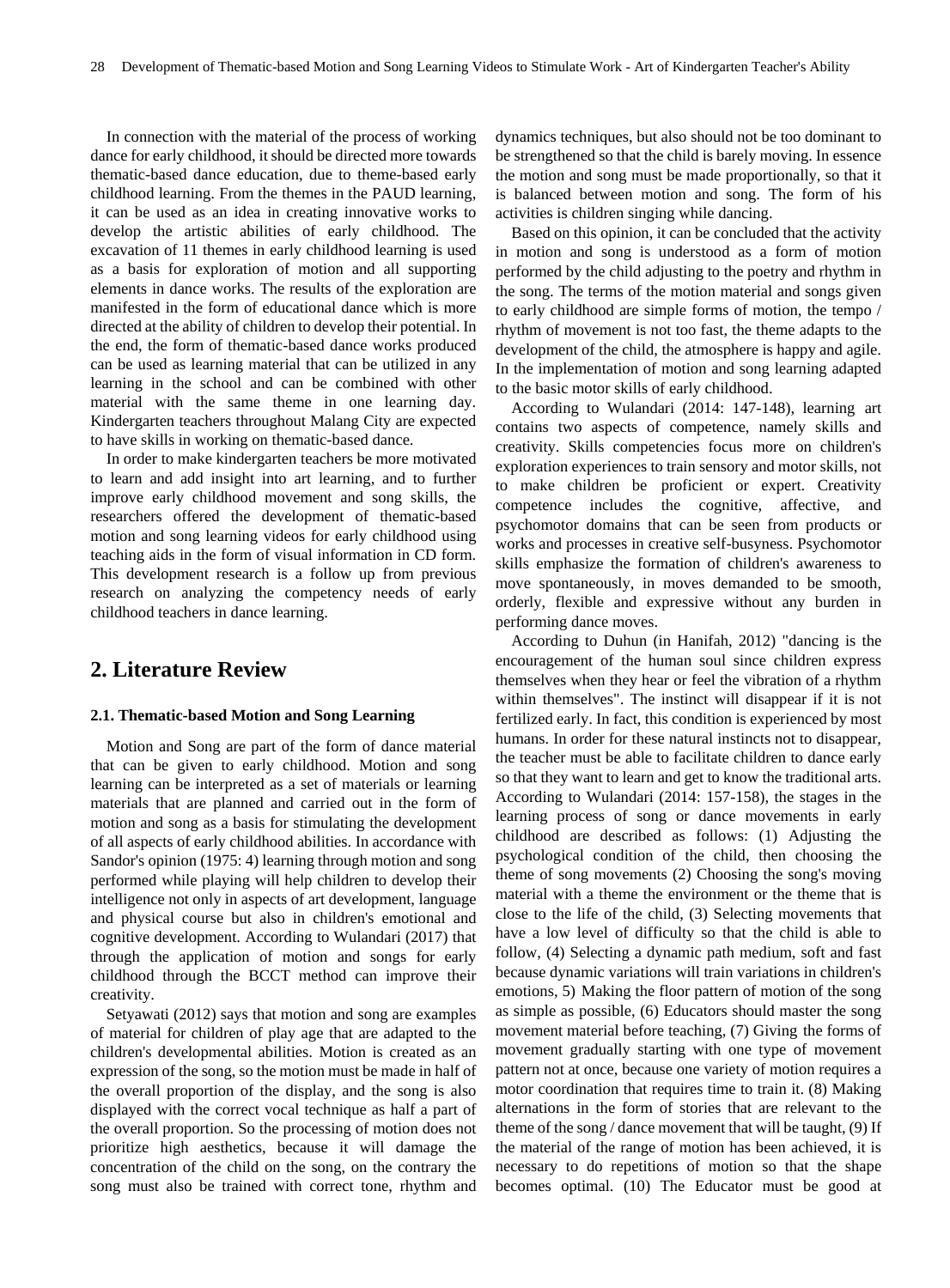In connection with the material of the process of working dance for early childhood, it should be directed more towards thematic-based dance education, due to theme-based early childhood learning. From the themes in the PAUD learning, it can be used as an idea in creating innovative works to develop the artistic abilities of early childhood. The excavation of 11 themes in early childhood learning is used as a basis for exploration of motion and all supporting elements in dance works. The results of the exploration are manifested in the form of educational dance which is more directed at the ability of children to develop their potential. In the end, the form of thematic-based dance works produced can be used as learning material that can be utilized in any learning in the school and can be combined with other material with the same theme in one learning day. Kindergarten teachers throughout Malang City are expected to have skills in working on thematic-based dance.

In order to make kindergarten teachers be more motivated to learn and add insight into art learning, and to further improve early childhood movement and song skills, the researchers offered the development of thematic-based motion and song learning videos for early childhood using teaching aids in the form of visual information in CD form. This development research is a follow up from previous research on analyzing the competency needs of early childhood teachers in dance learning.

## 2. Literature Review

### 2.1. Thematic-based Motion and Song Learning

Motion and Song are part of the form of dance material that can be given to early childhood. Motion and song learning can be interpreted as a set of materials or learning materials that are planned and carried out in the form of motion and song as a basis for stimulating the development of all aspects of early childhood abilities. In accordance with Sandor's opinion (1975: 4) learning through motion and song performed while playing will help children to develop their intelligence not only in aspects of art development, language and physical course but also in children's emotional and cognitive development. According to Wulandari (2017) that through the application of motion and songs for early childhood through the BCCT method can improve their creativity.

Setyawati (2012) says that motion and song are examples of material for children of play age that are adapted to the children's developmental abilities. Motion is created as an expression of the song, so the motion must be made in half of the overall proportion of the display, and the song is also displayed with the correct vocal technique as half a part of the overall proportion. So the processing of motion does not prioritize high aesthetics, because it will damage the concentration of the child on the song, on the contrary the song must also be trained with correct tone, rhythm and dynamics techniques, but also should not be too dominant to be strengthened so that the child is barely moving. In essence the motion and song must be made proportionally, so that it is balanced between motion and song. The form of his activities is children singing while dancing.

Based on this opinion, it can be concluded that the activity in motion and song is understood as a form of motion performed by the child adjusting to the poetry and rhythm in the song. The terms of the motion material and songs given to early childhood are simple forms of motion, the tempo / rhythm of movement is not too fast, the theme adapts to the development of the child, the atmosphere is happy and agile. In the implementation of motion and song learning adapted to the basic motor skills of early childhood.

According to Wulandari (2014: 147-148), learning art contains two aspects of competence, namely skills and creativity. Skills competencies focus more on children's exploration experiences to train sensory and motor skills, not to make children be proficient or expert. Creativity competence includes the cognitive, affective, and psychomotor domains that can be seen from products or works and processes in creative self-busyness. Psychomotor skills emphasize the formation of children's awareness to move spontaneously, in moves demanded to be smooth, orderly, flexible and expressive without any burden in performing dance moves.

According to Duhun (in Hanifah, 2012) "dancing is the encouragement of the human soul since children express themselves when they hear or feel the vibration of a rhythm within themselves". The instinct will disappear if it is not fertilized early. In fact, this condition is experienced by most humans. In order for these natural instincts not to disappear, the teacher must be able to facilitate children to dance early so that they want to learn and get to know the traditional arts. According to Wulandari (2014: 157-158), the stages in the learning process of song or dance movements in early childhood are described as follows: (1) Adjusting the psychological condition of the child, then choosing the theme of song movements (2) Choosing the song's moving material with a theme the environment or the theme that is close to the life of the child, (3) Selecting movements that have a low level of difficulty so that the child is able to follow, (4) Selecting a dynamic path medium, soft and fast because dynamic variations will train variations in children's emotions, 5) Making the floor pattern of motion of the song as simple as possible, (6) Educators should master the song movement material before teaching, (7) Giving the forms of movement gradually starting with one type of movement pattern not at once, because one variety of motion requires a motor coordination that requires time to train it. (8) Making alternations in the form of stories that are relevant to the theme of the song / dance movement that will be taught, (9) If the material of the range of motion has been achieved, it is necessary to do repetitions of motion so that the shape becomes optimal. (10) The Educator must be good at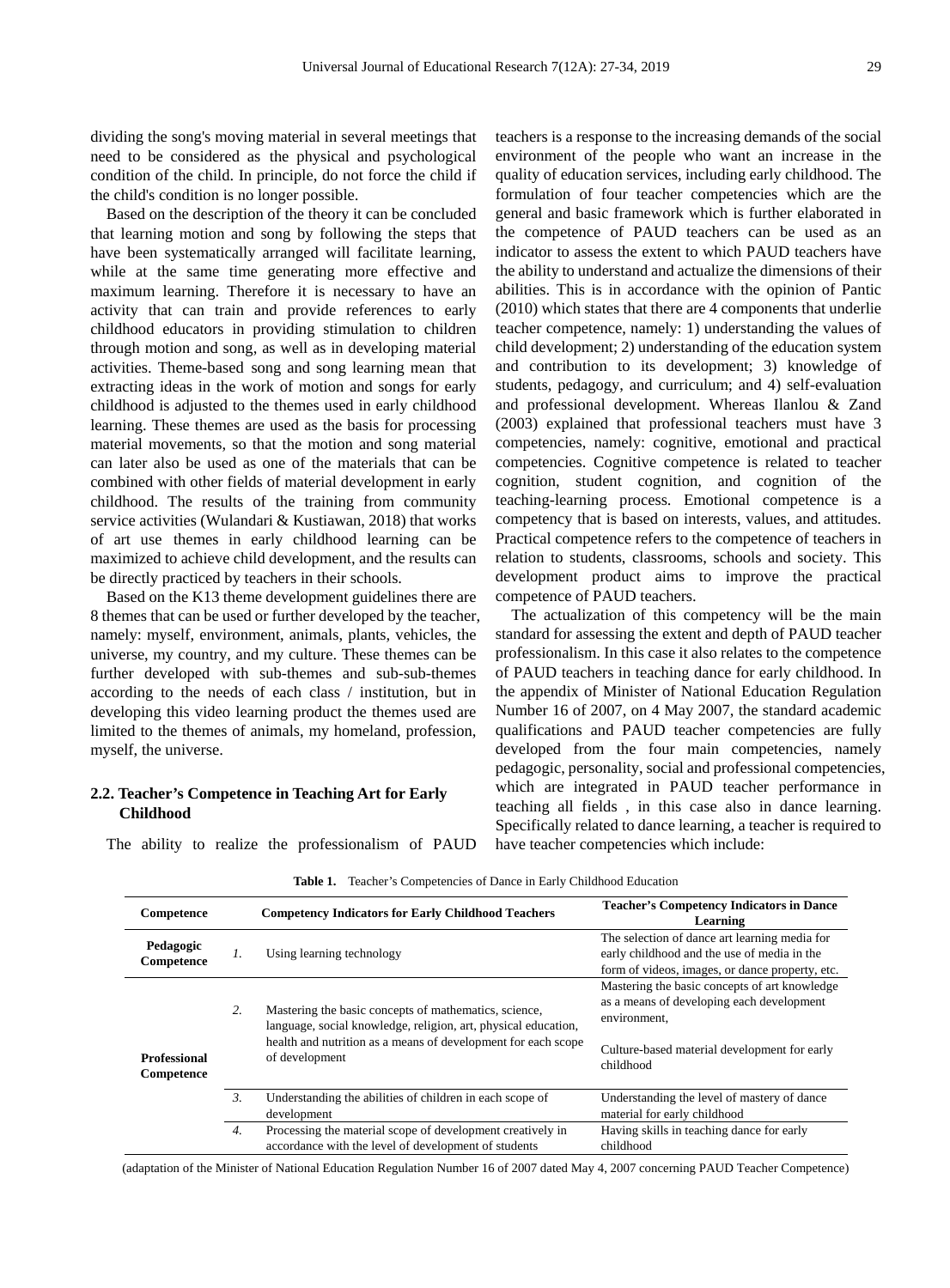dividing the song's moving material in several meetings that need to be considered as the physical and psychological condition of the child. In principle, do not force the child if the child's condition is no longer possible.

Based on the description of the theory it can be concluded that learning motion and song by following the steps that have been systematically arranged will facilitate learning, while at the same time generating more effective and maximum learning. Therefore it is necessary to have an activity that can train and provide references to early childhood educators in providing stimulation to children through motion and song, as well as in developing material activities. Theme-based song and song learning mean that extracting ideas in the work of motion and songs for early childhood is adjusted to the themes used in early childhood learning. These themes are used as the basis for processing material movements, so that the motion and song material can later also be used as one of the materials that can be combined with other fields of material development in early childhood. The results of the training from community service activities (Wulandari & Kustiawan, 2018) that works of art use themes in early childhood learning can be maximized to achieve child development, and the results can be directly practiced by teachers in their schools.

Based on the K13 theme development guidelines there are 8 themes that can be used or further developed by the teacher, namely: myself, environment, animals, plants, vehicles, the universe, my country, and my culture. These themes can be further developed with sub-themes and sub-sub-themes according to the needs of each class / institution, but in developing this video learning product the themes used are limited to the themes of animals, my homeland, profession, myself, the universe.

## 2.2. Teacher's Competence in Teaching Art for Early Childhood

The ability to realize the professionalism of PAUD teachers is a response to the increasing demands of the social environment of the people who want an increase in the quality of education services, including early childhood. The formulation of four teacher competencies which are the general and basic framework which is further elaborated in the competence of PAUD teachers can be used as an indicator to assess the extent to which PAUD teachers have the ability to understand and actualize the dimensions of their abilities. This is in accordance with the opinion of Pantic (2010) which states that there are 4 components that underlie teacher competence, namely: 1) understanding the values of child development; 2) understanding of the education system and contribution to its development; 3) knowledge of students, pedagogy, and curriculum; and 4) self-evaluation and professional development. Whereas Ilanlou & Zand (2003) explained that professional teachers must have 3 competencies, namely: cognitive, emotional and practical competencies. Cognitive competence is related to teacher cognition, student cognition, and cognition of the teaching-learning process. Emotional competence is a competency that is based on interests, values, and attitudes. Practical competence refers to the competence of teachers in relation to students, classrooms, schools and society. This development product aims to improve the practical competence of PAUD teachers.

The actualization of this competency will be the main standard for assessing the extent and depth of PAUD teacher professionalism. In this case it also relates to the competence of PAUD teachers in teaching dance for early childhood. In the appendix of Minister of National Education Regulation Number 16 of 2007, on 4 May 2007, the standard academic qualifications and PAUD teacher competencies are fully developed from the four main competencies, namely pedagogic, personality, social and professional competencies, which are integrated in PAUD teacher performance in teaching all fields , in this case also in dance learning. Specifically related to dance learning, a teacher is required to have teacher competencies which include:

**Table 1.** Teacher's Competencies of Dance in Early Childhood Education

| Competence | | Competency Indicators for Early Childhood Teachers | Teacher's Competency Indicators in Dance Learning |
|---|---|---|---|
| **Pedagogic Competence** | *1.* | Using learning technology | The selection of dance art learning media for early childhood and the use of media in the form of videos, images, or dance property, etc. |
| **Professional Competence** | *2.* | Mastering the basic concepts of mathematics, science, language, social knowledge, religion, art, physical education, health and nutrition as a means of development for each scope of development | Mastering the basic concepts of art knowledge as a means of developing each development environment,<br><br>Culture-based material development for early childhood |
| | *3.* | Understanding the abilities of children in each scope of development | Understanding the level of mastery of dance material for early childhood |
| | *4.* | Processing the material scope of development creatively in accordance with the level of development of students | Having skills in teaching dance for early childhood |

(adaptation of the Minister of National Education Regulation Number 16 of 2007 dated May 4, 2007 concerning PAUD Teacher Competence)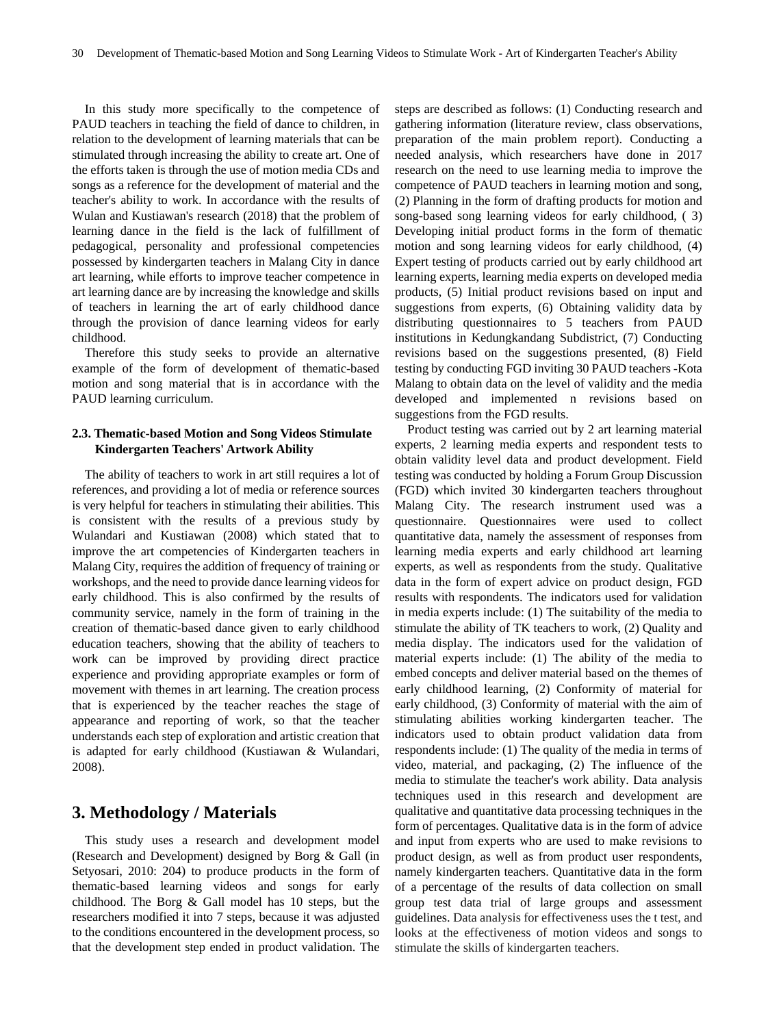In this study more specifically to the competence of PAUD teachers in teaching the field of dance to children, in relation to the development of learning materials that can be stimulated through increasing the ability to create art. One of the efforts taken is through the use of motion media CDs and songs as a reference for the development of material and the teacher's ability to work. In accordance with the results of Wulan and Kustiawan's research (2018) that the problem of learning dance in the field is the lack of fulfillment of pedagogical, personality and professional competencies possessed by kindergarten teachers in Malang City in dance art learning, while efforts to improve teacher competence in art learning dance are by increasing the knowledge and skills of teachers in learning the art of early childhood dance through the provision of dance learning videos for early childhood.

Therefore this study seeks to provide an alternative example of the form of development of thematic-based motion and song material that is in accordance with the PAUD learning curriculum.

### 2.3. Thematic-based Motion and Song Videos Stimulate Kindergarten Teachers' Artwork Ability

The ability of teachers to work in art still requires a lot of references, and providing a lot of media or reference sources is very helpful for teachers in stimulating their abilities. This is consistent with the results of a previous study by Wulandari and Kustiawan (2008) which stated that to improve the art competencies of Kindergarten teachers in Malang City, requires the addition of frequency of training or workshops, and the need to provide dance learning videos for early childhood. This is also confirmed by the results of community service, namely in the form of training in the creation of thematic-based dance given to early childhood education teachers, showing that the ability of teachers to work can be improved by providing direct practice experience and providing appropriate examples or form of movement with themes in art learning. The creation process that is experienced by the teacher reaches the stage of appearance and reporting of work, so that the teacher understands each step of exploration and artistic creation that is adapted for early childhood (Kustiawan & Wulandari, 2008).

## 3. Methodology / Materials

This study uses a research and development model (Research and Development) designed by Borg & Gall (in Setyosari, 2010: 204) to produce products in the form of thematic-based learning videos and songs for early childhood. The Borg & Gall model has 10 steps, but the researchers modified it into 7 steps, because it was adjusted to the conditions encountered in the development process, so that the development step ended in product validation. The steps are described as follows: (1) Conducting research and gathering information (literature review, class observations, preparation of the main problem report). Conducting a needed analysis, which researchers have done in 2017 research on the need to use learning media to improve the competence of PAUD teachers in learning motion and song, (2) Planning in the form of drafting products for motion and song-based song learning videos for early childhood, ( 3) Developing initial product forms in the form of thematic motion and song learning videos for early childhood, (4) Expert testing of products carried out by early childhood art learning experts, learning media experts on developed media products, (5) Initial product revisions based on input and suggestions from experts, (6) Obtaining validity data by distributing questionnaires to 5 teachers from PAUD institutions in Kedungkandang Subdistrict, (7) Conducting revisions based on the suggestions presented, (8) Field testing by conducting FGD inviting 30 PAUD teachers -Kota Malang to obtain data on the level of validity and the media developed and implemented n revisions based on suggestions from the FGD results.

Product testing was carried out by 2 art learning material experts, 2 learning media experts and respondent tests to obtain validity level data and product development. Field testing was conducted by holding a Forum Group Discussion (FGD) which invited 30 kindergarten teachers throughout Malang City. The research instrument used was a questionnaire. Questionnaires were used to collect quantitative data, namely the assessment of responses from learning media experts and early childhood art learning experts, as well as respondents from the study. Qualitative data in the form of expert advice on product design, FGD results with respondents. The indicators used for validation in media experts include: (1) The suitability of the media to stimulate the ability of TK teachers to work, (2) Quality and media display. The indicators used for the validation of material experts include: (1) The ability of the media to embed concepts and deliver material based on the themes of early childhood learning, (2) Conformity of material for early childhood, (3) Conformity of material with the aim of stimulating abilities working kindergarten teacher. The indicators used to obtain product validation data from respondents include: (1) The quality of the media in terms of video, material, and packaging, (2) The influence of the media to stimulate the teacher's work ability. Data analysis techniques used in this research and development are qualitative and quantitative data processing techniques in the form of percentages. Qualitative data is in the form of advice and input from experts who are used to make revisions to product design, as well as from product user respondents, namely kindergarten teachers. Quantitative data in the form of a percentage of the results of data collection on small group test data trial of large groups and assessment guidelines. Data analysis for effectiveness uses the t test, and looks at the effectiveness of motion videos and songs to stimulate the skills of kindergarten teachers.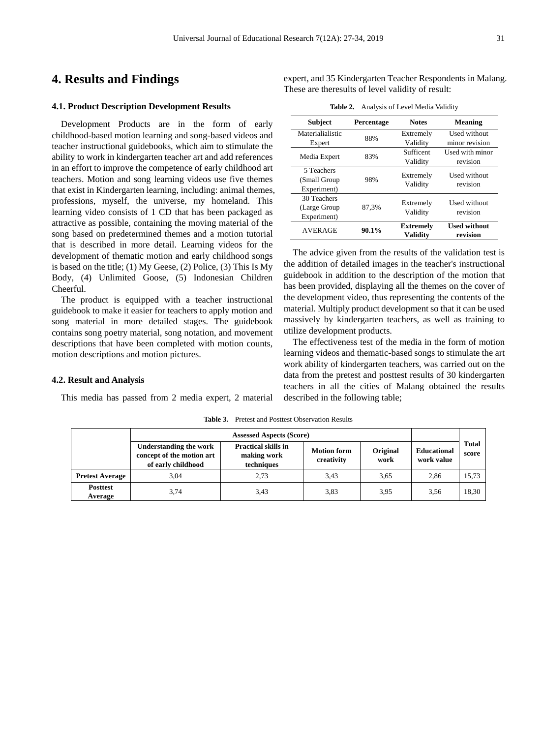# 4. Results and Findings

### 4.1. Product Description Development Results

Development Products are in the form of early childhood-based motion learning and song-based videos and teacher instructional guidebooks, which aim to stimulate the ability to work in kindergarten teacher art and add references in an effort to improve the competence of early childhood art teachers. Motion and song learning videos use five themes that exist in Kindergarten learning, including: animal themes, professions, myself, the universe, my homeland. This learning video consists of 1 CD that has been packaged as attractive as possible, containing the moving material of the song based on predetermined themes and a motion tutorial that is described in more detail. Learning videos for the development of thematic motion and early childhood songs is based on the title; (1) My Geese, (2) Police, (3) This Is My Body, (4) Unlimited Goose, (5) Indonesian Children Cheerful.

The product is equipped with a teacher instructional guidebook to make it easier for teachers to apply motion and song material in more detailed stages. The guidebook contains song poetry material, song notation, and movement descriptions that have been completed with motion counts, motion descriptions and motion pictures.

### 4.2. Result and Analysis

This media has passed from 2 media expert, 2 material expert, and 35 Kindergarten Teacher Respondents in Malang. These are theresults of level validity of result:

**Table 2.** Analysis of Level Media Validity

| Subject | Percentage | Notes | Meaning |
|---|---|---|---|
| Materialialistic Expert | 88% | Extremely Validity | Used without minor revision |
| Media Expert | 83% | Sufficent Validity | Used with minor revision |
| 5 Teachers (Small Group Experiment) | 98% | Extremely Validity | Used without revision |
| 30 Teachers (Large Group Experiment) | 87,3% | Extremely Validity | Used without revision |
| AVERAGE | **90.1%** | **Extremely Validity** | **Used without revision** |

The advice given from the results of the validation test is the addition of detailed images in the teacher's instructional guidebook in addition to the description of the motion that has been provided, displaying all the themes on the cover of the development video, thus representing the contents of the material. Multiply product development so that it can be used massively by kindergarten teachers, as well as training to utilize development products.

The effectiveness test of the media in the form of motion learning videos and thematic-based songs to stimulate the art work ability of kindergarten teachers, was carried out on the data from the pretest and posttest results of 30 kindergarten teachers in all the cities of Malang obtained the results described in the following table;

**Table 3.** Pretest and Posttest Observation Results

| | Assessed Aspects (Score) | | | | | Total score |
|---|---|---|---|---|---|---|
| | Understanding the work concept of the motion art of early childhood | Practical skills in making work techniques | Motion form creativity | Original work | Educational work value | |
| Pretest Average | 3,04 | 2,73 | 3,43 | 3,65 | 2,86 | 15,73 |
| Posttest Average | 3,74 | 3,43 | 3,83 | 3,95 | 3,56 | 18,30 |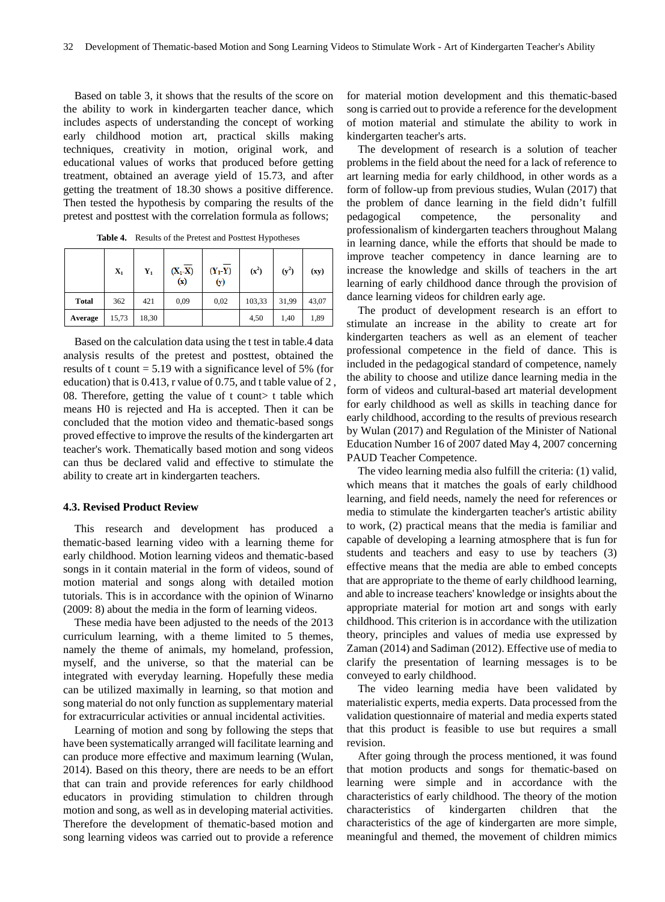Based on table 3, it shows that the results of the score on the ability to work in kindergarten teacher dance, which includes aspects of understanding the concept of working early childhood motion art, practical skills making techniques, creativity in motion, original work, and educational values of works that produced before getting treatment, obtained an average yield of 15.73, and after getting the treatment of 18.30 shows a positive difference. Then tested the hypothesis by comparing the results of the pretest and posttest with the correlation formula as follows;

**Table 4.** Results of the Pretest and Posttest Hypotheses

| | $X_1$ | $Y_1$ | $(X_1-\overline{X})$ (x) | $(Y_1-\overline{Y})$ (y) | $(x^2)$ | $(y^2)$ | (xy) |
|---|---|---|---|---|---|---|---|
| **Total** | 362 | 421 | 0,09 | 0,02 | 103,33 | 31,99 | 43,07 |
| **Average** | 15,73 | 18,30 | | | 4,50 | 1,40 | 1,89 |

Based on the calculation data using the t test in table.4 data analysis results of the pretest and posttest, obtained the results of t count = 5.19 with a significance level of 5% (for education) that is 0.413, r value of 0.75, and t table value of 2 , 08. Therefore, getting the value of t count> t table which means H0 is rejected and Ha is accepted. Then it can be concluded that the motion video and thematic-based songs proved effective to improve the results of the kindergarten art teacher's work. Thematically based motion and song videos can thus be declared valid and effective to stimulate the ability to create art in kindergarten teachers.

### 4.3. Revised Product Review

This research and development has produced a thematic-based learning video with a learning theme for early childhood. Motion learning videos and thematic-based songs in it contain material in the form of videos, sound of motion material and songs along with detailed motion tutorials. This is in accordance with the opinion of Winarno (2009: 8) about the media in the form of learning videos.

These media have been adjusted to the needs of the 2013 curriculum learning, with a theme limited to 5 themes, namely the theme of animals, my homeland, profession, myself, and the universe, so that the material can be integrated with everyday learning. Hopefully these media can be utilized maximally in learning, so that motion and song material do not only function as supplementary material for extracurricular activities or annual incidental activities.

Learning of motion and song by following the steps that have been systematically arranged will facilitate learning and can produce more effective and maximum learning (Wulan, 2014). Based on this theory, there are needs to be an effort that can train and provide references for early childhood educators in providing stimulation to children through motion and song, as well as in developing material activities. Therefore the development of thematic-based motion and song learning videos was carried out to provide a reference for material motion development and this thematic-based song is carried out to provide a reference for the development of motion material and stimulate the ability to work in kindergarten teacher's arts.

The development of research is a solution of teacher problems in the field about the need for a lack of reference to art learning media for early childhood, in other words as a form of follow-up from previous studies, Wulan (2017) that the problem of dance learning in the field didn't fulfill pedagogical competence, the personality and professionalism of kindergarten teachers throughout Malang in learning dance, while the efforts that should be made to improve teacher competency in dance learning are to increase the knowledge and skills of teachers in the art learning of early childhood dance through the provision of dance learning videos for children early age.

The product of development research is an effort to stimulate an increase in the ability to create art for kindergarten teachers as well as an element of teacher professional competence in the field of dance. This is included in the pedagogical standard of competence, namely the ability to choose and utilize dance learning media in the form of videos and cultural-based art material development for early childhood as well as skills in teaching dance for early childhood, according to the results of previous research by Wulan (2017) and Regulation of the Minister of National Education Number 16 of 2007 dated May 4, 2007 concerning PAUD Teacher Competence.

The video learning media also fulfill the criteria: (1) valid, which means that it matches the goals of early childhood learning, and field needs, namely the need for references or media to stimulate the kindergarten teacher's artistic ability to work, (2) practical means that the media is familiar and capable of developing a learning atmosphere that is fun for students and teachers and easy to use by teachers (3) effective means that the media are able to embed concepts that are appropriate to the theme of early childhood learning, and able to increase teachers' knowledge or insights about the appropriate material for motion art and songs with early childhood. This criterion is in accordance with the utilization theory, principles and values of media use expressed by Zaman (2014) and Sadiman (2012). Effective use of media to clarify the presentation of learning messages is to be conveyed to early childhood.

The video learning media have been validated by materialistic experts, media experts. Data processed from the validation questionnaire of material and media experts stated that this product is feasible to use but requires a small revision.

After going through the process mentioned, it was found that motion products and songs for thematic-based on learning were simple and in accordance with the characteristics of early childhood. The theory of the motion characteristics of kindergarten children that the characteristics of the age of kindergarten are more simple, meaningful and themed, the movement of children mimics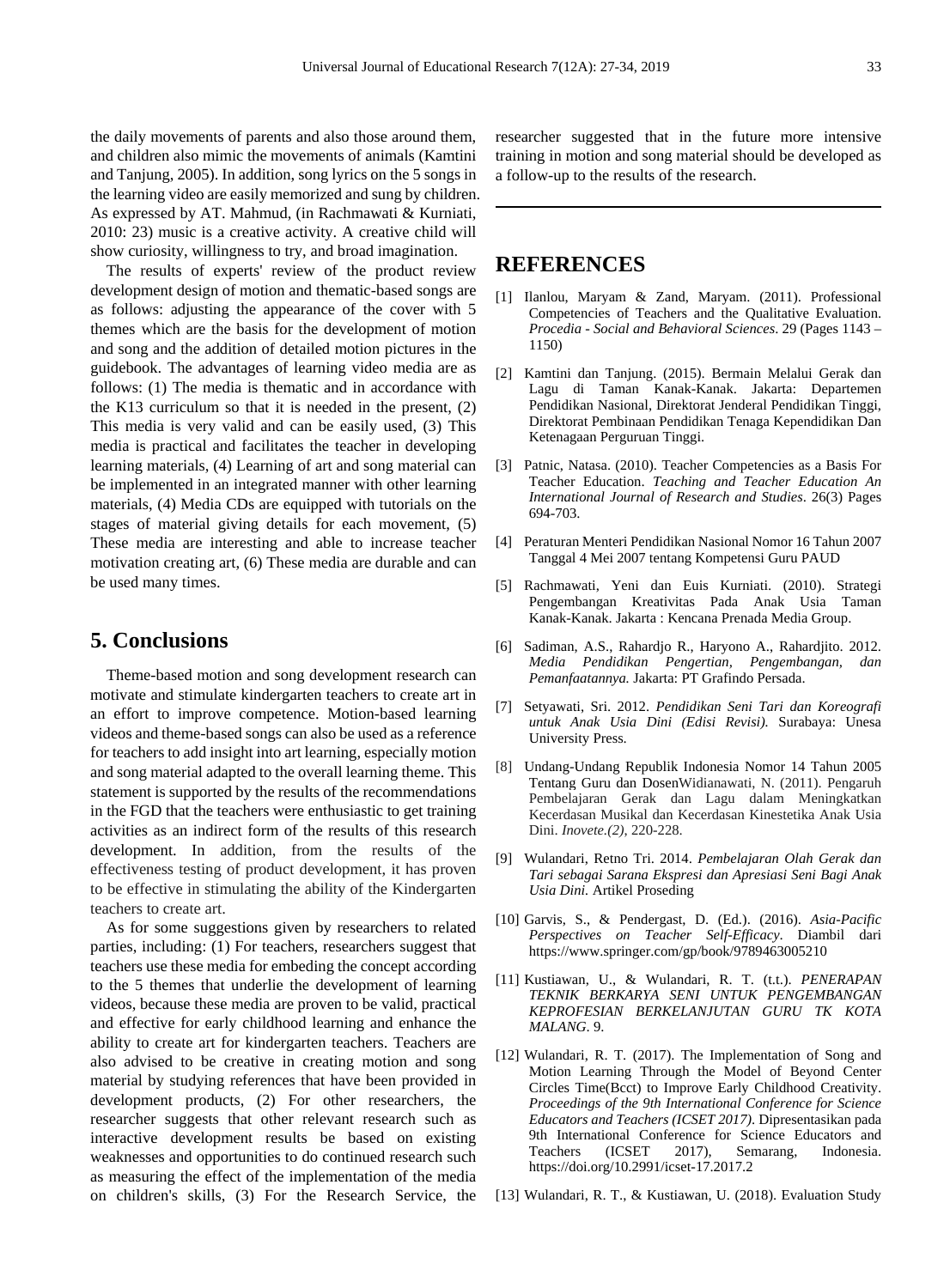the daily movements of parents and also those around them, and children also mimic the movements of animals (Kamtini and Tanjung, 2005). In addition, song lyrics on the 5 songs in the learning video are easily memorized and sung by children. As expressed by AT. Mahmud, (in Rachmawati & Kurniati, 2010: 23) music is a creative activity. A creative child will show curiosity, willingness to try, and broad imagination.

The results of experts' review of the product review development design of motion and thematic-based songs are as follows: adjusting the appearance of the cover with 5 themes which are the basis for the development of motion and song and the addition of detailed motion pictures in the guidebook. The advantages of learning video media are as follows: (1) The media is thematic and in accordance with the K13 curriculum so that it is needed in the present, (2) This media is very valid and can be easily used, (3) This media is practical and facilitates the teacher in developing learning materials, (4) Learning of art and song material can be implemented in an integrated manner with other learning materials, (4) Media CDs are equipped with tutorials on the stages of material giving details for each movement, (5) These media are interesting and able to increase teacher motivation creating art, (6) These media are durable and can be used many times.

## 5. Conclusions

Theme-based motion and song development research can motivate and stimulate kindergarten teachers to create art in an effort to improve competence. Motion-based learning videos and theme-based songs can also be used as a reference for teachers to add insight into art learning, especially motion and song material adapted to the overall learning theme. This statement is supported by the results of the recommendations in the FGD that the teachers were enthusiastic to get training activities as an indirect form of the results of this research development. In addition, from the results of the effectiveness testing of product development, it has proven to be effective in stimulating the ability of the Kindergarten teachers to create art.

As for some suggestions given by researchers to related parties, including: (1) For teachers, researchers suggest that teachers use these media for embeding the concept according to the 5 themes that underlie the development of learning videos, because these media are proven to be valid, practical and effective for early childhood learning and enhance the ability to create art for kindergarten teachers. Teachers are also advised to be creative in creating motion and song material by studying references that have been provided in development products, (2) For other researchers, the researcher suggests that other relevant research such as interactive development results be based on existing weaknesses and opportunities to do continued research such as measuring the effect of the implementation of the media on children's skills, (3) For the Research Service, the researcher suggested that in the future more intensive training in motion and song material should be developed as a follow-up to the results of the research.

## REFERENCES

[1] Ilanlou, Maryam & Zand, Maryam. (2011). Professional Competencies of Teachers and the Qualitative Evaluation. *Procedia - Social and Behavioral Sciences*. 29 (Pages 1143 – 1150)

[2] Kamtini dan Tanjung. (2015). Bermain Melalui Gerak dan Lagu di Taman Kanak-Kanak. Jakarta: Departemen Pendidikan Nasional, Direktorat Jenderal Pendidikan Tinggi, Direktorat Pembinaan Pendidikan Tenaga Kependidikan Dan Ketenagaan Perguruan Tinggi.

[3] Patnic, Natasa. (2010). Teacher Competencies as a Basis For Teacher Education. *Teaching and Teacher Education An International Journal of Research and Studies*. 26(3) Pages 694-703.

[4] Peraturan Menteri Pendidikan Nasional Nomor 16 Tahun 2007 Tanggal 4 Mei 2007 tentang Kompetensi Guru PAUD

[5] Rachmawati, Yeni dan Euis Kurniati. (2010). Strategi Pengembangan Kreativitas Pada Anak Usia Taman Kanak-Kanak. Jakarta : Kencana Prenada Media Group.

[6] Sadiman, A.S., Rahardjo R., Haryono A., Rahardjito. 2012. *Media Pendidikan Pengertian, Pengembangan, dan Pemanfaatannya.* Jakarta: PT Grafindo Persada.

[7] Setyawati, Sri. 2012. *Pendidikan Seni Tari dan Koreografi untuk Anak Usia Dini (Edisi Revisi).* Surabaya: Unesa University Press.

[8] Undang-Undang Republik Indonesia Nomor 14 Tahun 2005 Tentang Guru dan DosenWidianawati, N. (2011). Pengaruh Pembelajaran Gerak dan Lagu dalam Meningkatkan Kecerdasan Musikal dan Kecerdasan Kinestetika Anak Usia Dini. *Inovete.(2)*, 220-228.

[9] Wulandari, Retno Tri. 2014. *Pembelajaran Olah Gerak dan Tari sebagai Sarana Ekspresi dan Apresiasi Seni Bagi Anak Usia Dini.* Artikel Proseding

[10] Garvis, S., & Pendergast, D. (Ed.). (2016). *Asia-Pacific Perspectives on Teacher Self-Efficacy*. Diambil dari https://www.springer.com/gp/book/9789463005210

[11] Kustiawan, U., & Wulandari, R. T. (t.t.). *PENERAPAN TEKNIK BERKARYA SENI UNTUK PENGEMBANGAN KEPROFESIAN BERKELANJUTAN GURU TK KOTA MALANG*. 9.

[12] Wulandari, R. T. (2017). The Implementation of Song and Motion Learning Through the Model of Beyond Center Circles Time(Bcct) to Improve Early Childhood Creativity. *Proceedings of the 9th International Conference for Science Educators and Teachers (ICSET 2017)*. Dipresentasikan pada 9th International Conference for Science Educators and Teachers (ICSET 2017), Semarang, Indonesia. https://doi.org/10.2991/icset-17.2017.2

[13] Wulandari, R. T., & Kustiawan, U. (2018). Evaluation Study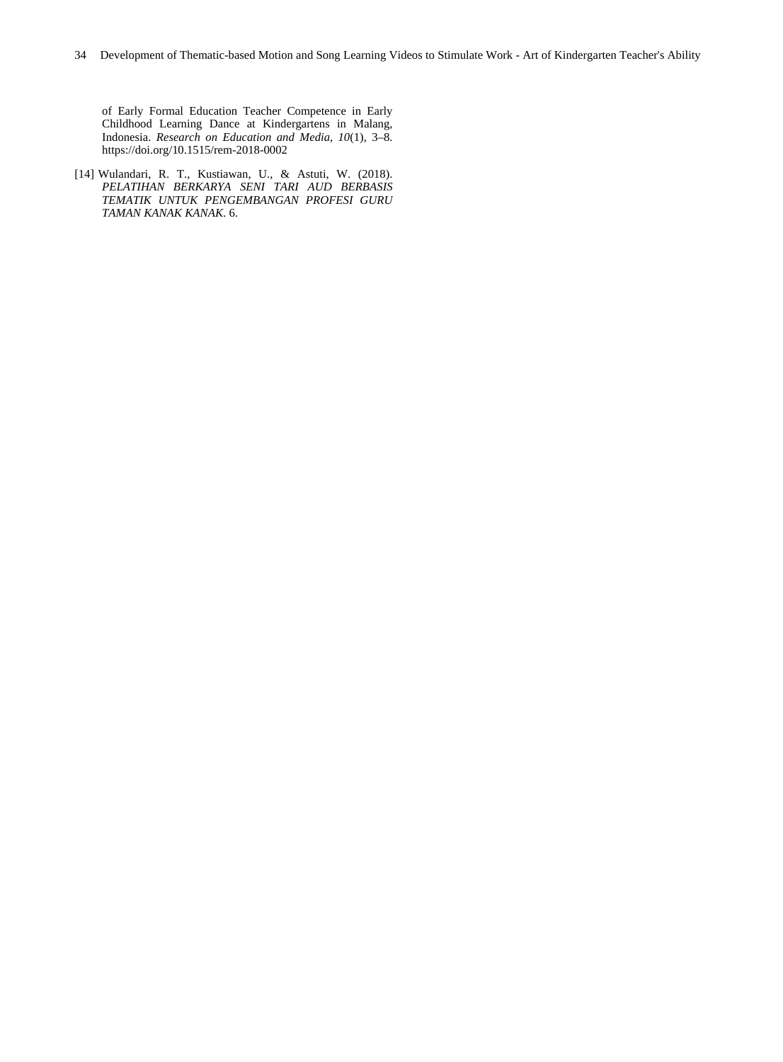of Early Formal Education Teacher Competence in Early Childhood Learning Dance at Kindergartens in Malang, Indonesia. *Research on Education and Media*, *10*(1), 3–8. https://doi.org/10.1515/rem-2018-0002

[14] Wulandari, R. T., Kustiawan, U., & Astuti, W. (2018). *PELATIHAN BERKARYA SENI TARI AUD BERBASIS TEMATIK UNTUK PENGEMBANGAN PROFESI GURU TAMAN KANAK KANAK*. 6.